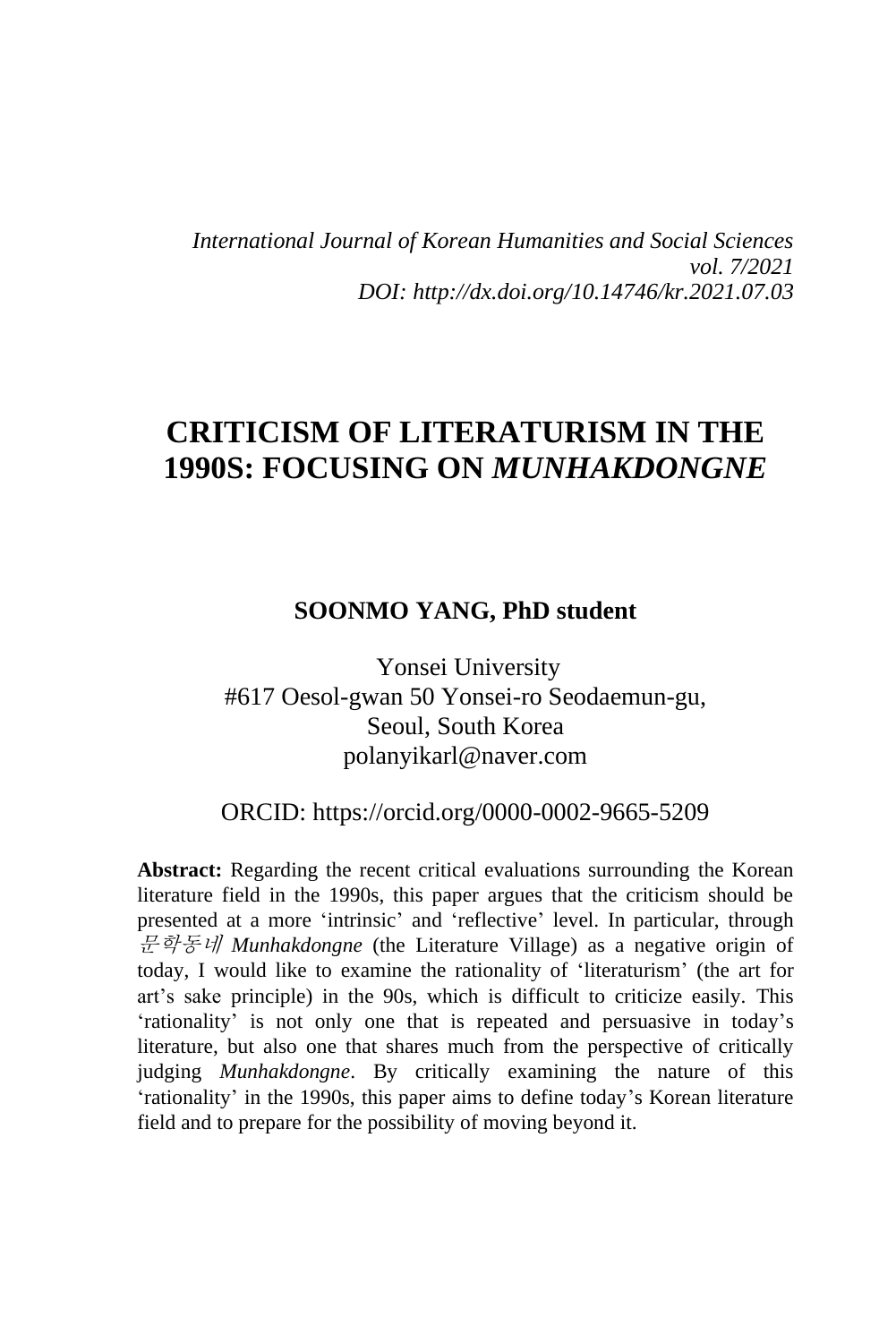*International Journal of Korean Humanities and Social Sciences*
*vol. 7/2021*
*DOI: http://dx.doi.org/10.14746/kr.2021.07.03*

# CRITICISM OF LITERATURISM IN THE 1990S: FOCUSING ON *MUNHAKDONGNE*

**SOONMO YANG, PhD student**

Yonsei University
#617 Oesol-gwan 50 Yonsei-ro Seodaemun-gu,
Seoul, South Korea
polanyikarl@naver.com

ORCID: https://orcid.org/0000-0002-9665-5209

**Abstract:** Regarding the recent critical evaluations surrounding the Korean literature field in the 1990s, this paper argues that the criticism should be presented at a more 'intrinsic' and 'reflective' level. In particular, through *문학동네* ***Munhakdongne*** (the Literature Village) as a negative origin of today, I would like to examine the rationality of 'literaturism' (the art for art's sake principle) in the 90s, which is difficult to criticize easily. This 'rationality' is not only one that is repeated and persuasive in today's literature, but also one that shares much from the perspective of critically judging *Munhakdongne*. By critically examining the nature of this 'rationality' in the 1990s, this paper aims to define today's Korean literature field and to prepare for the possibility of moving beyond it.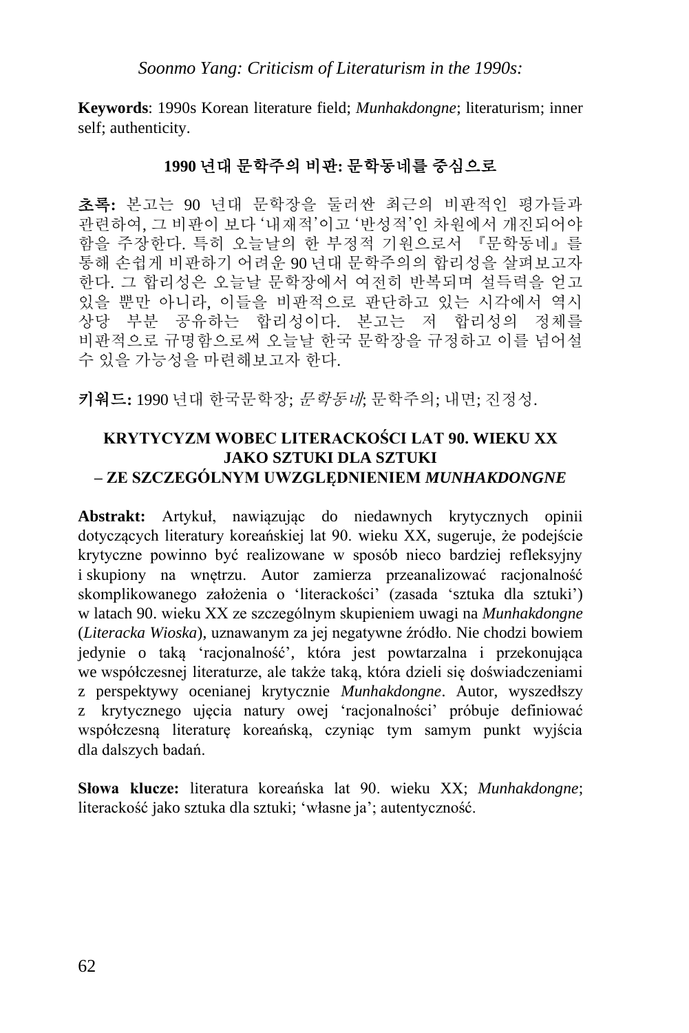**Keywords**: 1990s Korean literature field; *Munhakdongne*; literaturism; inner self; authenticity.

## 1990 년대 문학주의 비판: 문학동네를 중심으로

**초록:** 본고는 90 년대 문학장을 둘러싼 최근의 비판적인 평가들과 관련하여, 그 비판이 보다 '내재적'이고 '반성적'인 차원에서 개진되어야 함을 주장한다. 특히 오늘날의 한 부정적 기원으로서 『문학동네』를 통해 손쉽게 비판하기 어려운 90 년대 문학주의의 합리성을 살펴보고자 한다. 그 합리성은 오늘날 문학장에서 여전히 반복되며 설득력을 얻고 있을 뿐만 아니라, 이들을 비판적으로 판단하고 있는 시각에서 역시 상당 부분 공유하는 합리성이다. 본고는 저 합리성의 정체를 비판적으로 규명함으로써 오늘날 한국 문학장을 규정하고 이를 넘어설 수 있을 가능성을 마련해보고자 한다.

**키워드:** 1990 년대 한국문학장; *문학동네*; 문학주의; 내면; 진정성.

## KRYTYCYZM WOBEC LITERACKOŚCI LAT 90. WIEKU XX JAKO SZTUKI DLA SZTUKI – ZE SZCZEGÓLNYM UWZGLĘDNIENIEM *MUNHAKDONGNE*

**Abstrakt:** Artykuł, nawiązując do niedawnych krytycznych opinii dotyczących literatury koreańskiej lat 90. wieku XX, sugeruje, że podejście krytyczne powinno być realizowane w sposób nieco bardziej refleksyjny i skupiony na wnętrzu. Autor zamierza przeanalizować racjonalność skomplikowanego założenia o 'literackości' (zasada 'sztuka dla sztuki') w latach 90. wieku XX ze szczególnym skupieniem uwagi na *Munhakdongne* (*Literacka Wioska*), uznawanym za jej negatywne źródło. Nie chodzi bowiem jedynie o taką 'racjonalność', która jest powtarzalna i przekonująca we współczesnej literaturze, ale także taką, która dzieli się doświadczeniami z perspektywy ocenianej krytycznie *Munhakdongne*. Autor, wyszedłszy z krytycznego ujęcia natury owej 'racjonalności' próbuje definiować współczesną literaturę koreańską, czyniąc tym samym punkt wyjścia dla dalszych badań.

**Słowa klucze:** literatura koreańska lat 90. wieku XX; *Munhakdongne*; literackość jako sztuka dla sztuki; 'własne ja'; autentyczność.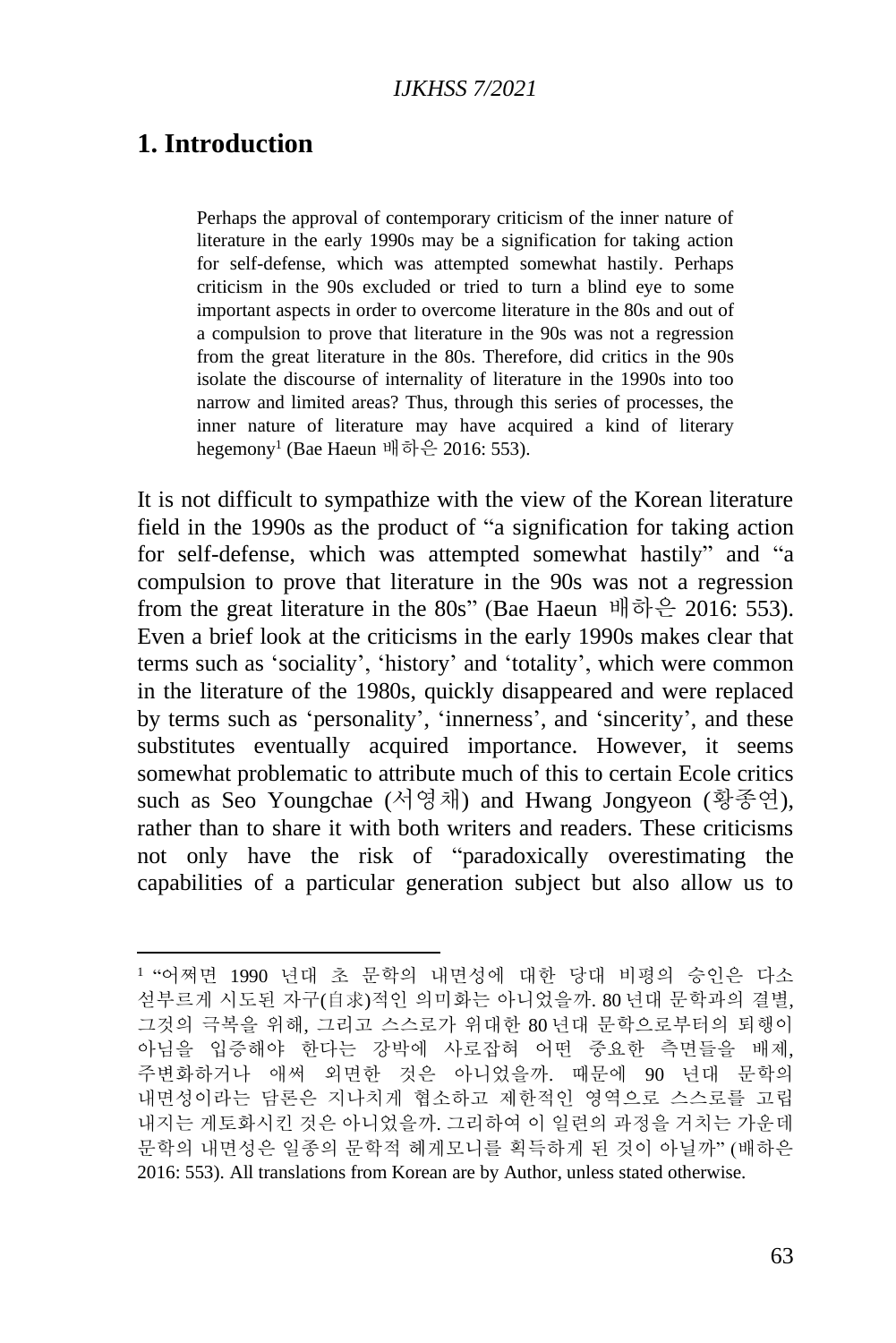## 1. Introduction

> Perhaps the approval of contemporary criticism of the inner nature of literature in the early 1990s may be a signification for taking action for self-defense, which was attempted somewhat hastily. Perhaps criticism in the 90s excluded or tried to turn a blind eye to some important aspects in order to overcome literature in the 80s and out of a compulsion to prove that literature in the 90s was not a regression from the great literature in the 80s. Therefore, did critics in the 90s isolate the discourse of internality of literature in the 1990s into too narrow and limited areas? Thus, through this series of processes, the inner nature of literature may have acquired a kind of literary hegemony[1] (Bae Haeun 배하은 2016: 553).

It is not difficult to sympathize with the view of the Korean literature field in the 1990s as the product of "a signification for taking action for self-defense, which was attempted somewhat hastily" and "a compulsion to prove that literature in the 90s was not a regression from the great literature in the 80s" (Bae Haeun 배하은 2016: 553). Even a brief look at the criticisms in the early 1990s makes clear that terms such as 'sociality', 'history' and 'totality', which were common in the literature of the 1980s, quickly disappeared and were replaced by terms such as 'personality', 'innerness', and 'sincerity', and these substitutes eventually acquired importance. However, it seems somewhat problematic to attribute much of this to certain Ecole critics such as Seo Youngchae (서영채) and Hwang Jongyeon (황종연), rather than to share it with both writers and readers. These criticisms not only have the risk of "paradoxically overestimating the capabilities of a particular generation subject but also allow us to

---

[1] "어쩌면 1990 년대 초 문학의 내면성에 대한 당대 비평의 승인은 다소 섣부르게 시도된 자구(自求)적인 의미화는 아니었을까. 80 년대 문학과의 결별, 그것의 극복을 위해, 그리고 스스로가 위대한 80 년대 문학으로부터의 퇴행이 아님을 입증해야 한다는 강박에 사로잡혀 어떤 중요한 측면들을 배제, 주변화하거나 애써 외면한 것은 아니었을까. 때문에 90 년대 문학의 내면성이라는 담론은 지나치게 협소하고 제한적인 영역으로 스스로를 고립 내지는 게토화시킨 것은 아니었을까. 그리하여 이 일련의 과정을 거치는 가운데 문학의 내면성은 일종의 문학적 헤게모니를 획득하게 된 것이 아닐까" (배하은 2016: 553). All translations from Korean are by Author, unless stated otherwise.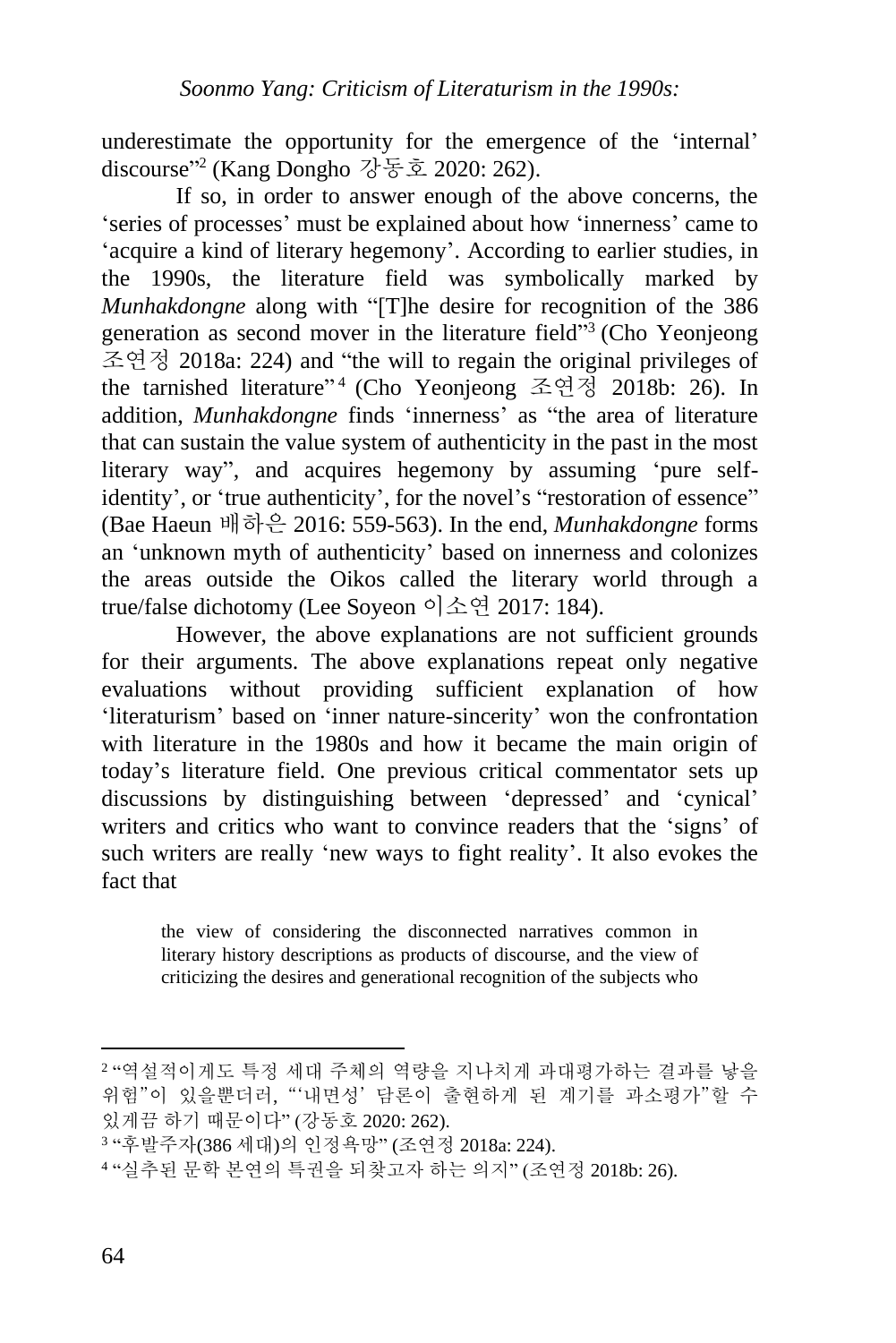underestimate the opportunity for the emergence of the 'internal' discourse"[2] (Kang Dongho 강동호 2020: 262).

If so, in order to answer enough of the above concerns, the 'series of processes' must be explained about how 'innerness' came to 'acquire a kind of literary hegemony'. According to earlier studies, in the 1990s, the literature field was symbolically marked by *Munhakdongne* along with "[T]he desire for recognition of the 386 generation as second mover in the literature field"[3] (Cho Yeonjeong 조연정 2018a: 224) and "the will to regain the original privileges of the tarnished literature"[4] (Cho Yeonjeong 조연정 2018b: 26). In addition, *Munhakdongne* finds 'innerness' as "the area of literature that can sustain the value system of authenticity in the past in the most literary way", and acquires hegemony by assuming 'pure self-identity', or 'true authenticity', for the novel's "restoration of essence" (Bae Haeun 배하은 2016: 559-563). In the end, *Munhakdongne* forms an 'unknown myth of authenticity' based on innerness and colonizes the areas outside the Oikos called the literary world through a true/false dichotomy (Lee Soyeon 이소연 2017: 184).

However, the above explanations are not sufficient grounds for their arguments. The above explanations repeat only negative evaluations without providing sufficient explanation of how 'literaturism' based on 'inner nature-sincerity' won the confrontation with literature in the 1980s and how it became the main origin of today's literature field. One previous critical commentator sets up discussions by distinguishing between 'depressed' and 'cynical' writers and critics who want to convince readers that the 'signs' of such writers are really 'new ways to fight reality'. It also evokes the fact that

> the view of considering the disconnected narratives common in literary history descriptions as products of discourse, and the view of criticizing the desires and generational recognition of the subjects who

---

[2] "역설적이게도 특정 세대 주체의 역량을 지나치게 과대평가하는 결과를 낳을 위험"이 있을뿐더러, "'내면성' 담론이 출현하게 된 계기를 과소평가"할 수 있게끔 하기 때문이다" (강동호 2020: 262).

[3] "후발주자(386 세대)의 인정욕망" (조연정 2018a: 224).

[4] "실추된 문학 본연의 특권을 되찾고자 하는 의지" (조연정 2018b: 26).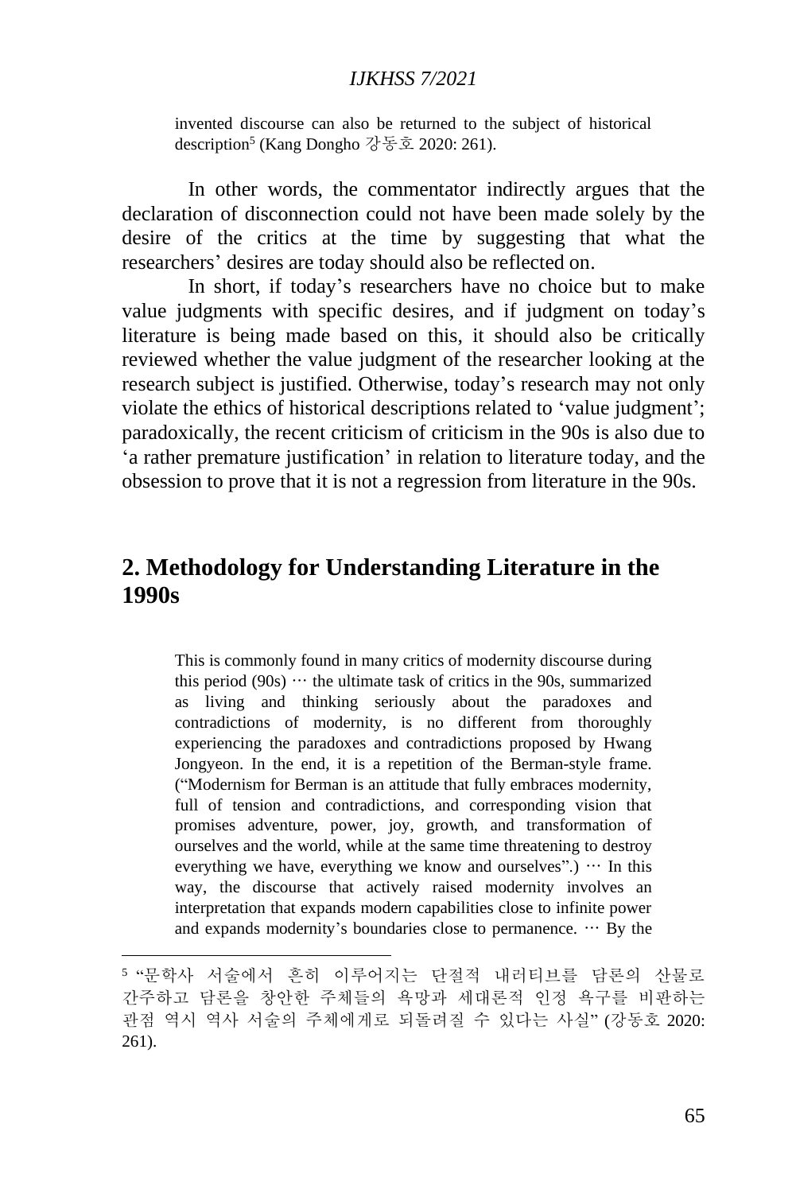> invented discourse can also be returned to the subject of historical description[5] (Kang Dongho 강동호 2020: 261).

In other words, the commentator indirectly argues that the declaration of disconnection could not have been made solely by the desire of the critics at the time by suggesting that what the researchers' desires are today should also be reflected on.

In short, if today's researchers have no choice but to make value judgments with specific desires, and if judgment on today's literature is being made based on this, it should also be critically reviewed whether the value judgment of the researcher looking at the research subject is justified. Otherwise, today's research may not only violate the ethics of historical descriptions related to 'value judgment'; paradoxically, the recent criticism of criticism in the 90s is also due to 'a rather premature justification' in relation to literature today, and the obsession to prove that it is not a regression from literature in the 90s.

## 2. Methodology for Understanding Literature in the 1990s

> This is commonly found in many critics of modernity discourse during this period (90s) ··· the ultimate task of critics in the 90s, summarized as living and thinking seriously about the paradoxes and contradictions of modernity, is no different from thoroughly experiencing the paradoxes and contradictions proposed by Hwang Jongyeon. In the end, it is a repetition of the Berman-style frame. ("Modernism for Berman is an attitude that fully embraces modernity, full of tension and contradictions, and corresponding vision that promises adventure, power, joy, growth, and transformation of ourselves and the world, while at the same time threatening to destroy everything we have, everything we know and ourselves".) ··· In this way, the discourse that actively raised modernity involves an interpretation that expands modern capabilities close to infinite power and expands modernity's boundaries close to permanence. ··· By the

---

[5] "문학사 서술에서 흔히 이루어지는 단절적 내러티브를 담론의 산물로 간주하고 담론을 창안한 주체들의 욕망과 세대론적 인정 욕구를 비판하는 관점 역시 역사 서술의 주체에게로 되돌려질 수 있다는 사실" (강동호 2020: 261).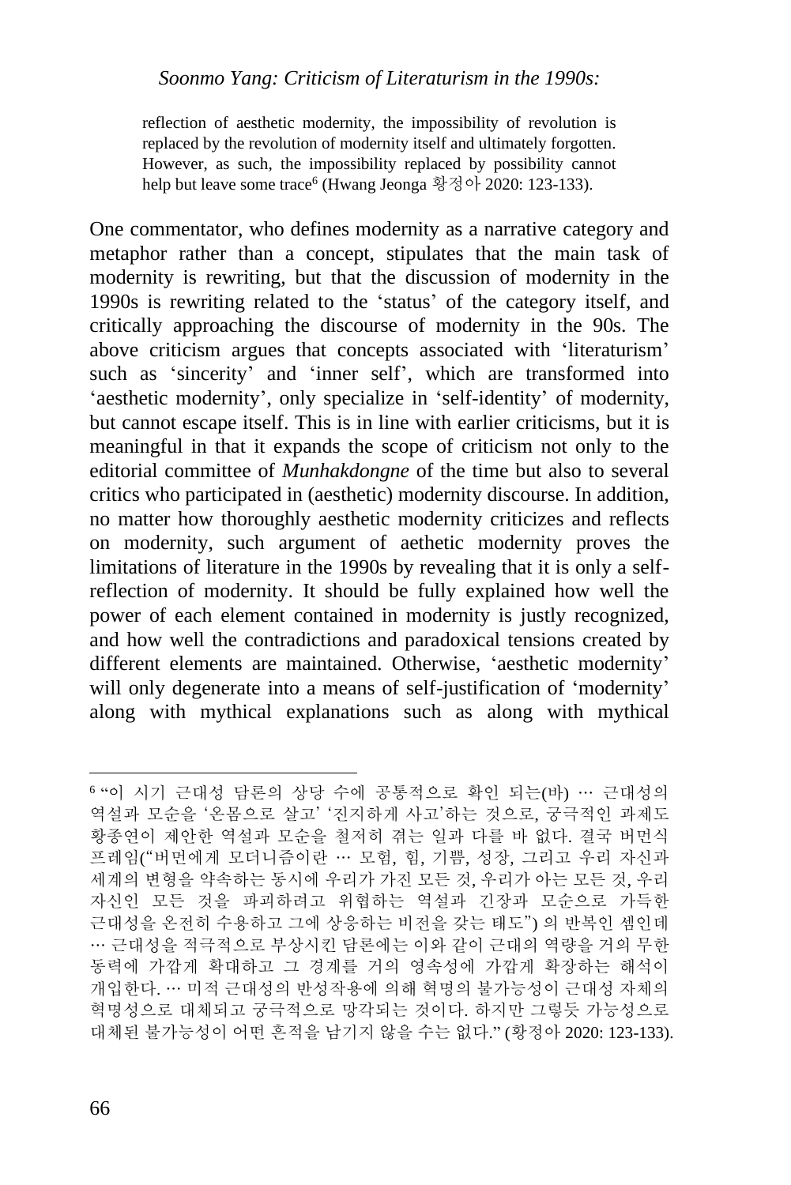reflection of aesthetic modernity, the impossibility of revolution is replaced by the revolution of modernity itself and ultimately forgotten. However, as such, the impossibility replaced by possibility cannot help but leave some trace[6] (Hwang Jeonga 황정아 2020: 123-133).

One commentator, who defines modernity as a narrative category and metaphor rather than a concept, stipulates that the main task of modernity is rewriting, but that the discussion of modernity in the 1990s is rewriting related to the 'status' of the category itself, and critically approaching the discourse of modernity in the 90s. The above criticism argues that concepts associated with 'literaturism' such as 'sincerity' and 'inner self', which are transformed into 'aesthetic modernity', only specialize in 'self-identity' of modernity, but cannot escape itself. This is in line with earlier criticisms, but it is meaningful in that it expands the scope of criticism not only to the editorial committee of *Munhakdongne* of the time but also to several critics who participated in (aesthetic) modernity discourse. In addition, no matter how thoroughly aesthetic modernity criticizes and reflects on modernity, such argument of aethetic modernity proves the limitations of literature in the 1990s by revealing that it is only a self-reflection of modernity. It should be fully explained how well the power of each element contained in modernity is justly recognized, and how well the contradictions and paradoxical tensions created by different elements are maintained. Otherwise, 'aesthetic modernity' will only degenerate into a means of self-justification of 'modernity' along with mythical explanations such as along with mythical

---

[6] "이 시기 근대성 담론의 상당 수에 공통적으로 확인 되는(바) … 근대성의 역설과 모순을 '온몸으로 살고' '진지하게 사고'하는 것으로, 궁극적인 과제도 황종연이 제안한 역설과 모순을 철저히 겪는 일과 다를 바 없다. 결국 버먼식 프레임("버먼에게 모더니즘이란 … 모험, 힘, 기쁨, 성장, 그리고 우리 자신과 세계의 변형을 약속하는 동시에 우리가 가진 모든 것, 우리가 아는 모든 것, 우리 자신인 모든 것을 파괴하려고 위협하는 역설과 긴장과 모순으로 가득한 근대성을 온전히 수용하고 그에 상응하는 비전을 갖는 태도") 의 반복인 셈인데 … 근대성을 적극적으로 부상시킨 담론에는 이와 같이 근대의 역량을 거의 무한 동력에 가깝게 확대하고 그 경계를 거의 영속성에 가깝게 확장하는 해석이 개입한다. … 미적 근대성의 반성작용에 의해 혁명의 불가능성이 근대성 자체의 혁명성으로 대체되고 궁극적으로 망각되는 것이다. 하지만 그렇듯 가능성으로 대체된 불가능성이 어떤 흔적을 남기지 않을 수는 없다." (황정아 2020: 123-133).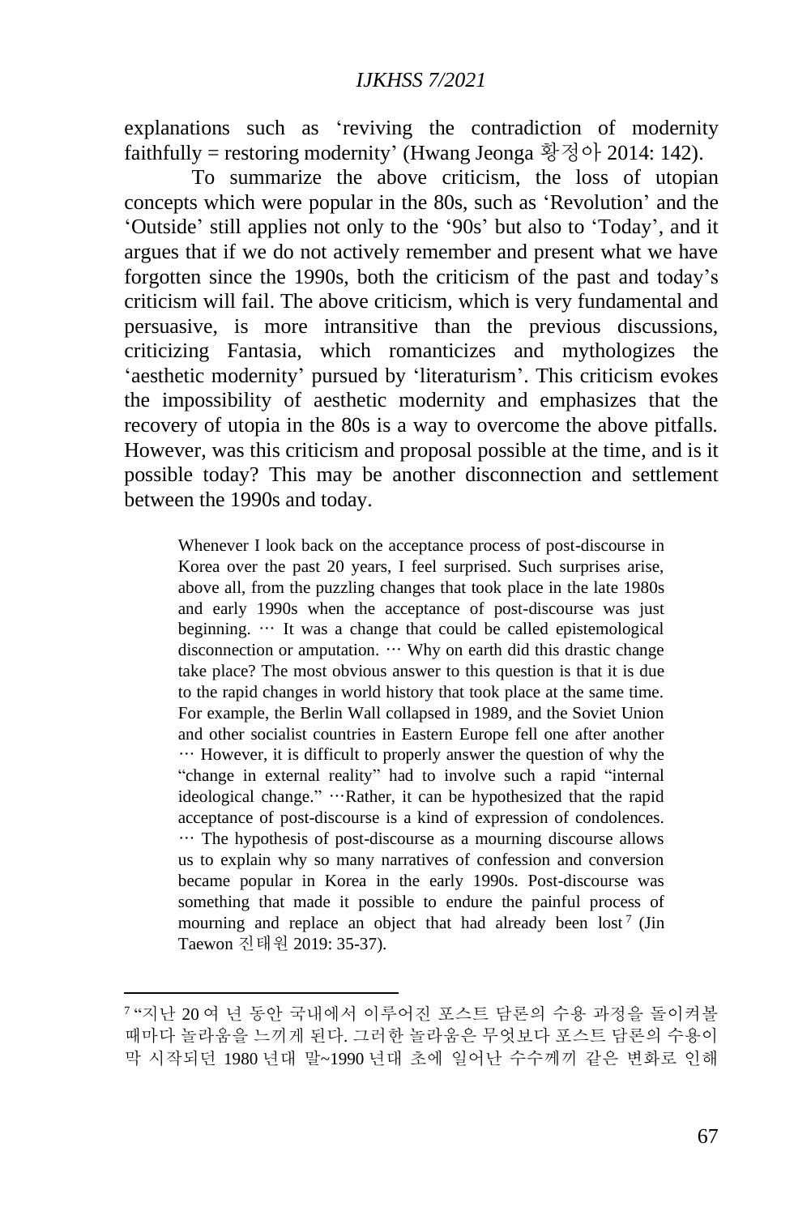explanations such as 'reviving the contradiction of modernity faithfully = restoring modernity' (Hwang Jeonga 황정아 2014: 142).

To summarize the above criticism, the loss of utopian concepts which were popular in the 80s, such as 'Revolution' and the 'Outside' still applies not only to the '90s' but also to 'Today', and it argues that if we do not actively remember and present what we have forgotten since the 1990s, both the criticism of the past and today's criticism will fail. The above criticism, which is very fundamental and persuasive, is more intransitive than the previous discussions, criticizing Fantasia, which romanticizes and mythologizes the 'aesthetic modernity' pursued by 'literaturism'. This criticism evokes the impossibility of aesthetic modernity and emphasizes that the recovery of utopia in the 80s is a way to overcome the above pitfalls. However, was this criticism and proposal possible at the time, and is it possible today? This may be another disconnection and settlement between the 1990s and today.

> Whenever I look back on the acceptance process of post-discourse in Korea over the past 20 years, I feel surprised. Such surprises arise, above all, from the puzzling changes that took place in the late 1980s and early 1990s when the acceptance of post-discourse was just beginning. … It was a change that could be called epistemological disconnection or amputation. … Why on earth did this drastic change take place? The most obvious answer to this question is that it is due to the rapid changes in world history that took place at the same time. For example, the Berlin Wall collapsed in 1989, and the Soviet Union and other socialist countries in Eastern Europe fell one after another … However, it is difficult to properly answer the question of why the "change in external reality" had to involve such a rapid "internal ideological change." …Rather, it can be hypothesized that the rapid acceptance of post-discourse is a kind of expression of condolences. … The hypothesis of post-discourse as a mourning discourse allows us to explain why so many narratives of confession and conversion became popular in Korea in the early 1990s. Post-discourse was something that made it possible to endure the painful process of mourning and replace an object that had already been lost[7] (Jin Taewon 진태원 2019: 35-37).

---

[7] "지난 20 여 년 동안 국내에서 이루어진 포스트 담론의 수용 과정을 돌이켜볼 때마다 놀라움을 느끼게 된다. 그러한 놀라움은 무엇보다 포스트 담론의 수용이 막 시작되던 1980 년대 말~1990 년대 초에 일어난 수수께끼 같은 변화로 인해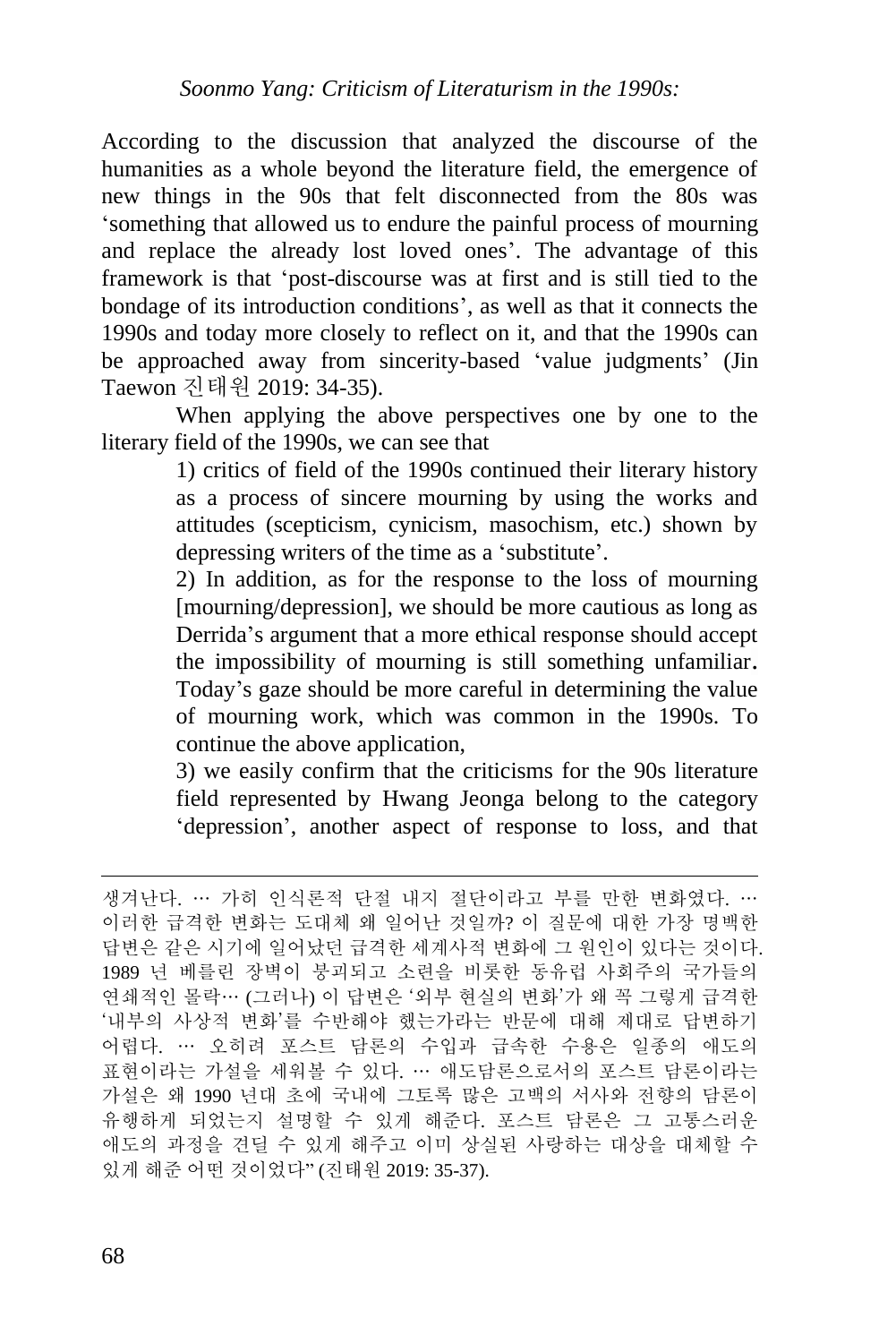According to the discussion that analyzed the discourse of the humanities as a whole beyond the literature field, the emergence of new things in the 90s that felt disconnected from the 80s was 'something that allowed us to endure the painful process of mourning and replace the already lost loved ones'. The advantage of this framework is that 'post-discourse was at first and is still tied to the bondage of its introduction conditions', as well as that it connects the 1990s and today more closely to reflect on it, and that the 1990s can be approached away from sincerity-based 'value judgments' (Jin Taewon 진태원 2019: 34-35).

When applying the above perspectives one by one to the literary field of the 1990s, we can see that

> 1) critics of field of the 1990s continued their literary history as a process of sincere mourning by using the works and attitudes (scepticism, cynicism, masochism, etc.) shown by depressing writers of the time as a 'substitute'.
>
> 2) In addition, as for the response to the loss of mourning [mourning/depression], we should be more cautious as long as Derrida's argument that a more ethical response should accept the impossibility of mourning is still something unfamiliar**.** Today's gaze should be more careful in determining the value of mourning work, which was common in the 1990s. To continue the above application,
>
> 3) we easily confirm that the criticisms for the 90s literature field represented by Hwang Jeonga belong to the category 'depression', another aspect of response to loss, and that

---

생겨난다. … 가히 인식론적 단절 내지 절단이라고 부를 만한 변화였다. … 이러한 급격한 변화는 도대체 왜 일어난 것일까? 이 질문에 대한 가장 명백한 답변은 같은 시기에 일어났던 급격한 세계사적 변화에 그 원인이 있다는 것이다. 1989 년 베를린 장벽이 붕괴되고 소련을 비롯한 동유럽 사회주의 국가들의 연쇄적인 몰락… (그러나) 이 답변은 '외부 현실의 변화'가 왜 꼭 그렇게 급격한 '내부의 사상적 변화'를 수반해야 했는가라는 반문에 대해 제대로 답변하기 어렵다. … 오히려 포스트 담론의 수입과 급속한 수용은 일종의 애도의 표현이라는 가설을 세워볼 수 있다. … 애도담론으로서의 포스트 담론이라는 가설은 왜 1990 년대 초에 국내에 그토록 많은 고백의 서사와 전향의 담론이 유행하게 되었는지 설명할 수 있게 해준다. 포스트 담론은 그 고통스러운 애도의 과정을 견딜 수 있게 해주고 이미 상실된 사랑하는 대상을 대체할 수 있게 해준 어떤 것이었다" (진태원 2019: 35-37).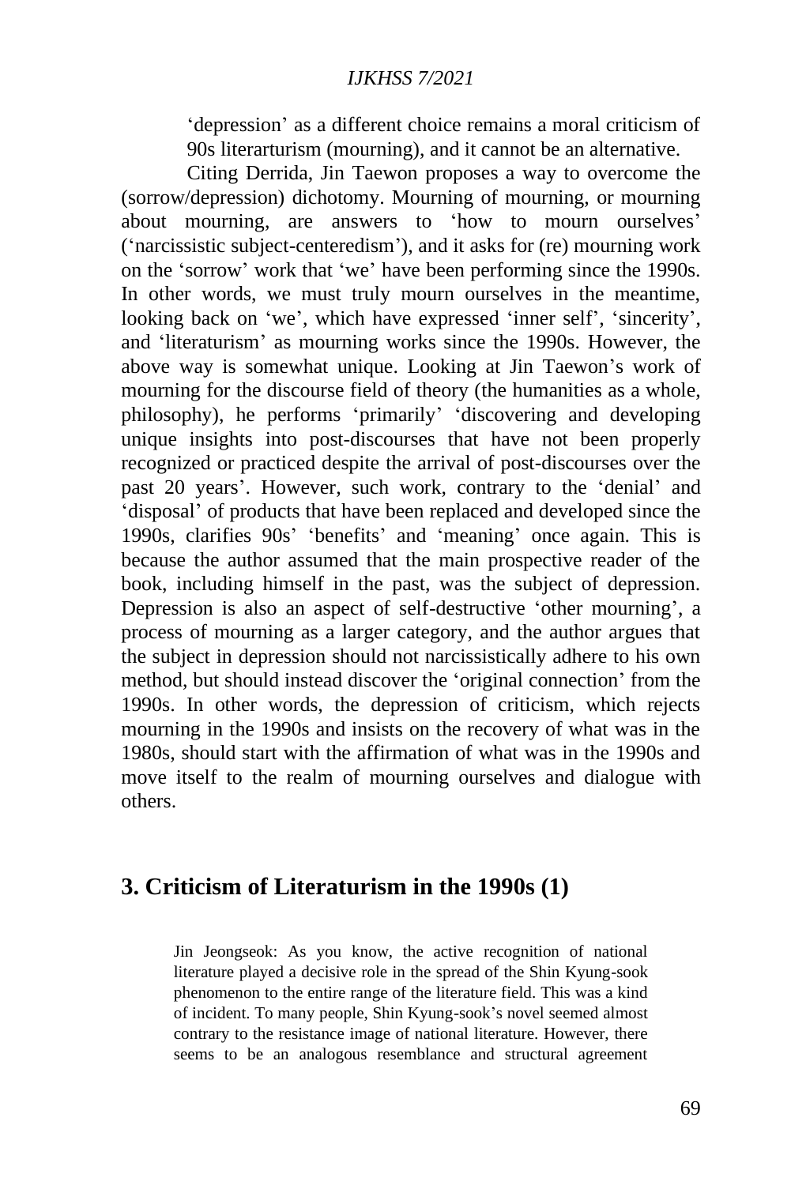'depression' as a different choice remains a moral criticism of 90s literarturism (mourning), and it cannot be an alternative.

Citing Derrida, Jin Taewon proposes a way to overcome the (sorrow/depression) dichotomy. Mourning of mourning, or mourning about mourning, are answers to 'how to mourn ourselves' ('narcissistic subject-centeredism'), and it asks for (re) mourning work on the 'sorrow' work that 'we' have been performing since the 1990s. In other words, we must truly mourn ourselves in the meantime, looking back on 'we', which have expressed 'inner self', 'sincerity', and 'literaturism' as mourning works since the 1990s. However, the above way is somewhat unique. Looking at Jin Taewon's work of mourning for the discourse field of theory (the humanities as a whole, philosophy), he performs 'primarily' 'discovering and developing unique insights into post-discourses that have not been properly recognized or practiced despite the arrival of post-discourses over the past 20 years'. However, such work, contrary to the 'denial' and 'disposal' of products that have been replaced and developed since the 1990s, clarifies 90s' 'benefits' and 'meaning' once again. This is because the author assumed that the main prospective reader of the book, including himself in the past, was the subject of depression. Depression is also an aspect of self-destructive 'other mourning', a process of mourning as a larger category, and the author argues that the subject in depression should not narcissistically adhere to his own method, but should instead discover the 'original connection' from the 1990s. In other words, the depression of criticism, which rejects mourning in the 1990s and insists on the recovery of what was in the 1980s, should start with the affirmation of what was in the 1990s and move itself to the realm of mourning ourselves and dialogue with others.

## 3. Criticism of Literaturism in the 1990s (1)

> Jin Jeongseok: As you know, the active recognition of national literature played a decisive role in the spread of the Shin Kyung-sook phenomenon to the entire range of the literature field. This was a kind of incident. To many people, Shin Kyung-sook's novel seemed almost contrary to the resistance image of national literature. However, there seems to be an analogous resemblance and structural agreement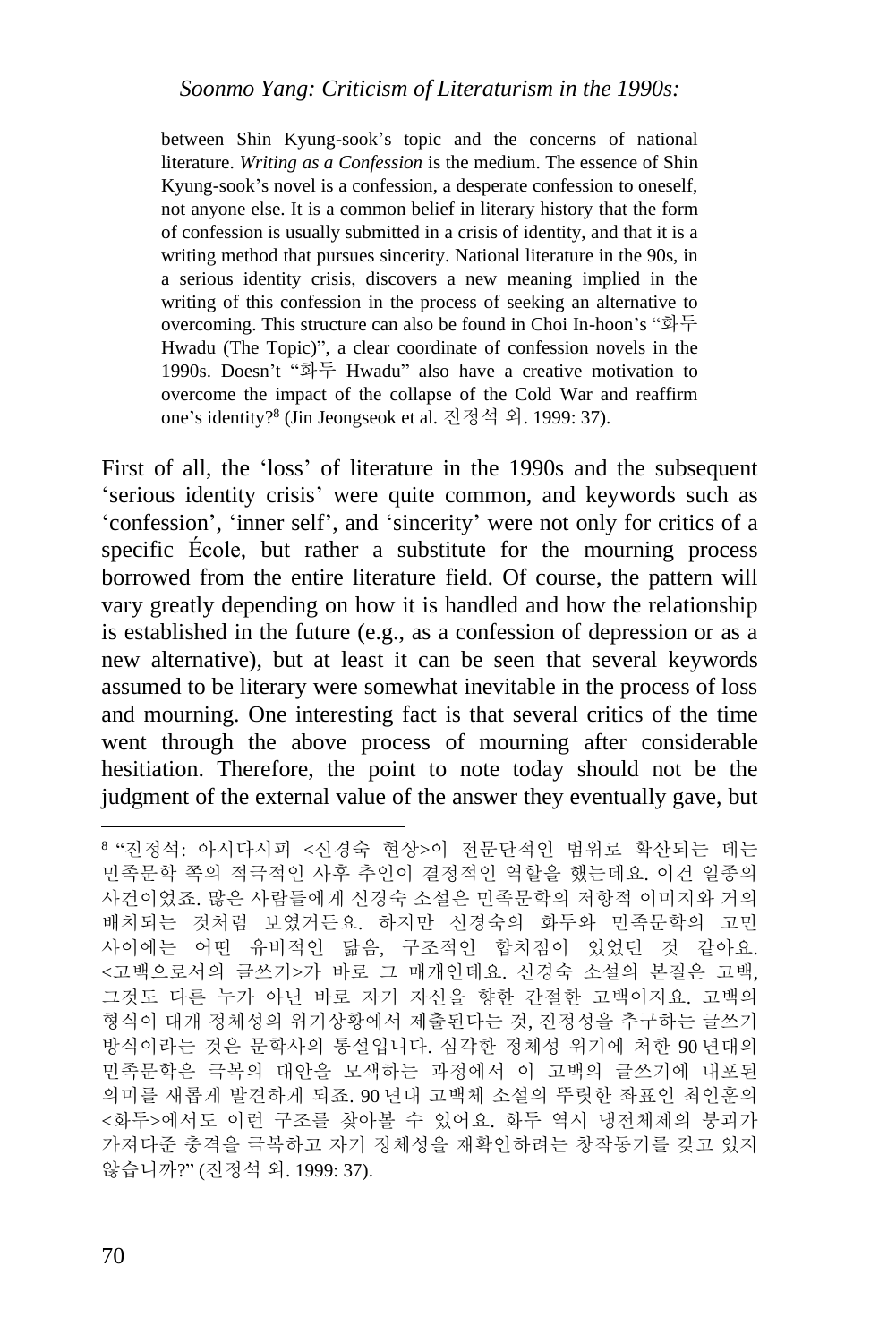> between Shin Kyung-sook's topic and the concerns of national literature. *Writing as a Confession* is the medium. The essence of Shin Kyung-sook's novel is a confession, a desperate confession to oneself, not anyone else. It is a common belief in literary history that the form of confession is usually submitted in a crisis of identity, and that it is a writing method that pursues sincerity. National literature in the 90s, in a serious identity crisis, discovers a new meaning implied in the writing of this confession in the process of seeking an alternative to overcoming. This structure can also be found in Choi In-hoon's "화두 Hwadu (The Topic)", a clear coordinate of confession novels in the 1990s. Doesn't "화두 Hwadu" also have a creative motivation to overcome the impact of the collapse of the Cold War and reaffirm one's identity?[8] (Jin Jeongseok et al. 진정석 외. 1999: 37).

First of all, the 'loss' of literature in the 1990s and the subsequent 'serious identity crisis' were quite common, and keywords such as 'confession', 'inner self', and 'sincerity' were not only for critics of a specific École, but rather a substitute for the mourning process borrowed from the entire literature field. Of course, the pattern will vary greatly depending on how it is handled and how the relationship is established in the future (e.g., as a confession of depression or as a new alternative), but at least it can be seen that several keywords assumed to be literary were somewhat inevitable in the process of loss and mourning. One interesting fact is that several critics of the time went through the above process of mourning after considerable hesitiation. Therefore, the point to note today should not be the judgment of the external value of the answer they eventually gave, but

---

[8] "진정석: 아시다시피 <신경숙 현상>이 전문단적인 범위로 확산되는 데는 민족문학 쪽의 적극적인 사후 추인이 결정적인 역할을 했는데요. 이건 일종의 사건이었죠. 많은 사람들에게 신경숙 소설은 민족문학의 저항적 이미지와 거의 배치되는 것처럼 보였거든요. 하지만 신경숙의 화두와 민족문학의 고민 사이에는 어떤 유비적인 닮음, 구조적인 합치점이 있었던 것 같아요. <고백으로서의 글쓰기>가 바로 그 매개인데요. 신경숙 소설의 본질은 고백, 그것도 다른 누가 아닌 바로 자기 자신을 향한 간절한 고백이지요. 고백의 형식이 대개 정체성의 위기상황에서 제출된다는 것, 진정성을 추구하는 글쓰기 방식이라는 것은 문학사의 통설입니다. 심각한 정체성 위기에 처한 90 년대의 민족문학은 극복의 대안을 모색하는 과정에서 이 고백의 글쓰기에 내포된 의미를 새롭게 발견하게 되죠. 90 년대 고백체 소설의 뚜렷한 좌표인 최인훈의 <화두>에서도 이런 구조를 찾아볼 수 있어요. 화두 역시 냉전체제의 붕괴가 가져다준 충격을 극복하고 자기 정체성을 재확인하려는 창작동기를 갖고 있지 않습니까?" (진정석 외. 1999: 37).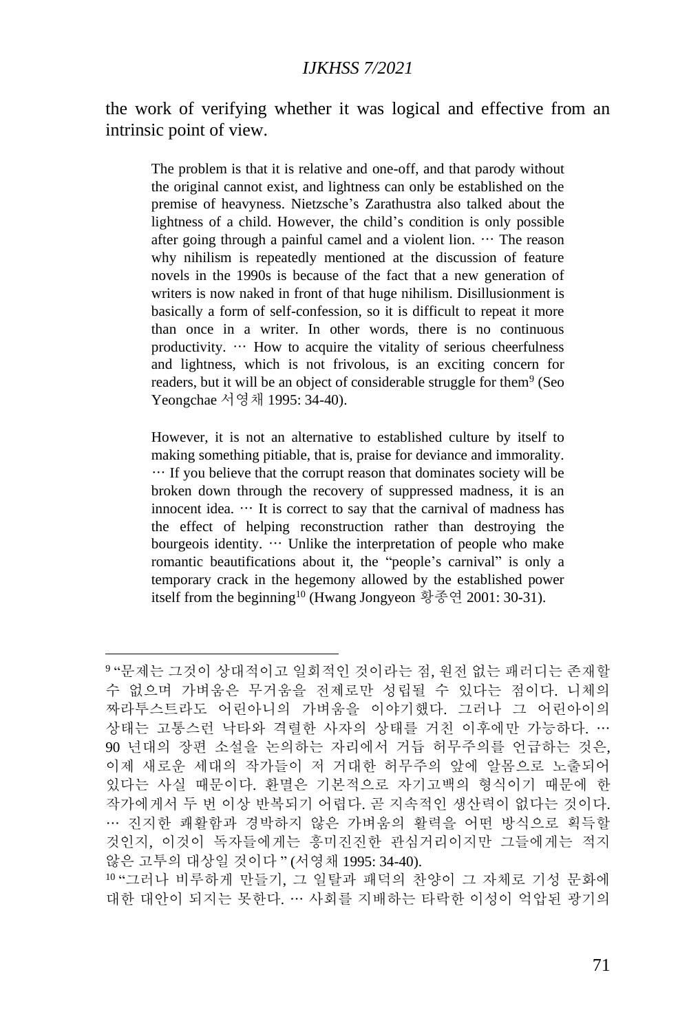the work of verifying whether it was logical and effective from an intrinsic point of view.

> The problem is that it is relative and one-off, and that parody without the original cannot exist, and lightness can only be established on the premise of heavyness. Nietzsche's Zarathustra also talked about the lightness of a child. However, the child's condition is only possible after going through a painful camel and a violent lion. ⋯ The reason why nihilism is repeatedly mentioned at the discussion of feature novels in the 1990s is because of the fact that a new generation of writers is now naked in front of that huge nihilism. Disillusionment is basically a form of self-confession, so it is difficult to repeat it more than once in a writer. In other words, there is no continuous productivity. ⋯ How to acquire the vitality of serious cheerfulness and lightness, which is not frivolous, is an exciting concern for readers, but it will be an object of considerable struggle for them[9] (Seo Yeongchae 서영채 1995: 34-40).

> However, it is not an alternative to established culture by itself to making something pitiable, that is, praise for deviance and immorality. ⋯ If you believe that the corrupt reason that dominates society will be broken down through the recovery of suppressed madness, it is an innocent idea. ⋯ It is correct to say that the carnival of madness has the effect of helping reconstruction rather than destroying the bourgeois identity. ⋯ Unlike the interpretation of people who make romantic beautifications about it, the "people's carnival" is only a temporary crack in the hegemony allowed by the established power itself from the beginning[10] (Hwang Jongyeon 황종연 2001: 30-31).

---

[9] "문제는 그것이 상대적이고 일회적인 것이라는 점, 원전 없는 패러디는 존재할 수 없으며 가벼움은 무거움을 전제로만 성립될 수 있다는 점이다. 니체의 짜라투스트라도 어린아니의 가벼움을 이야기했다. 그러나 그 어린아이의 상태는 고통스런 낙타와 격렬한 사자의 상태를 거친 이후에만 가능하다. ⋯ 90 년대의 장편 소설을 논의하는 자리에서 거듭 허무주의를 언급하는 것은, 이제 새로운 세대의 작가들이 저 거대한 허무주의 앞에 알몸으로 노출되어 있다는 사실 때문이다. 환멸은 기본적으로 자기고백의 형식이기 때문에 한 작가에게서 두 번 이상 반복되기 어렵다. 곧 지속적인 생산력이 없다는 것이다. ⋯ 진지한 쾌활함과 경박하지 않은 가벼움의 활력을 어떤 방식으로 획득할 것인지, 이것이 독자들에게는 흥미진진한 관심거리이지만 그들에게는 적지 않은 고투의 대상일 것이다" (서영채 1995: 34-40).

[10] "그러나 비루하게 만들기, 그 일탈과 패덕의 찬양이 그 자체로 기성 문화에 대한 대안이 되지는 못한다. ⋯ 사회를 지배하는 타락한 이성이 억압된 광기의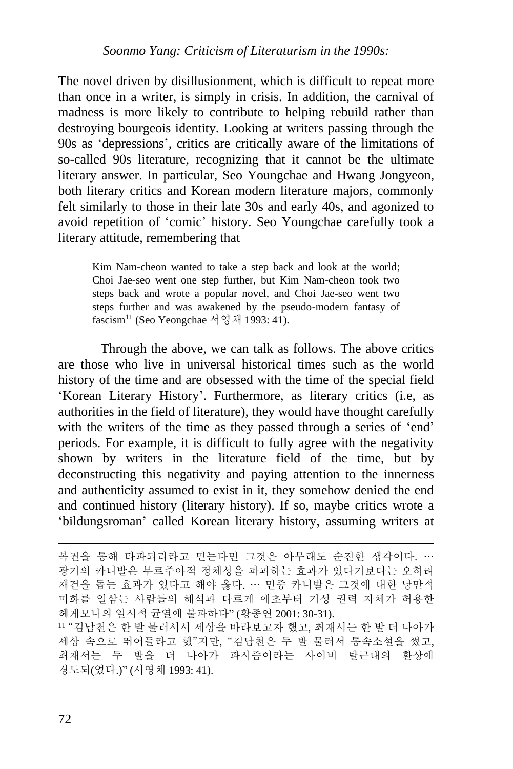The novel driven by disillusionment, which is difficult to repeat more than once in a writer, is simply in crisis. In addition, the carnival of madness is more likely to contribute to helping rebuild rather than destroying bourgeois identity. Looking at writers passing through the 90s as 'depressions', critics are critically aware of the limitations of so-called 90s literature, recognizing that it cannot be the ultimate literary answer. In particular, Seo Youngchae and Hwang Jongyeon, both literary critics and Korean modern literature majors, commonly felt similarly to those in their late 30s and early 40s, and agonized to avoid repetition of 'comic' history. Seo Youngchae carefully took a literary attitude, remembering that

> Kim Nam-cheon wanted to take a step back and look at the world; Choi Jae-seo went one step further, but Kim Nam-cheon took two steps back and wrote a popular novel, and Choi Jae-seo went two steps further and was awakened by the pseudo-modern fantasy of fascism[11] (Seo Yeongchae 서영채 1993: 41).

Through the above, we can talk as follows. The above critics are those who live in universal historical times such as the world history of the time and are obsessed with the time of the special field 'Korean Literary History'. Furthermore, as literary critics (i.e, as authorities in the field of literature), they would have thought carefully with the writers of the time as they passed through a series of 'end' periods. For example, it is difficult to fully agree with the negativity shown by writers in the literature field of the time, but by deconstructing this negativity and paying attention to the innerness and authenticity assumed to exist in it, they somehow denied the end and continued history (literary history). If so, maybe critics wrote a 'bildungsroman' called Korean literary history, assuming writers at

---

복권을 통해 타파되리라고 믿는다면 그것은 아무래도 순진한 생각이다. … 광기의 카니발은 부르주아적 정체성을 파괴하는 효과가 있다기보다는 오히려 재건을 돕는 효과가 있다고 해야 옳다. … 민중 카니발은 그것에 대한 낭만적 미화를 일삼는 사람들의 해석과 다르게 애초부터 기성 권력 자체가 허용한 헤게모니의 일시적 균열에 불과하다" (황종연 2001: 30-31).

[11] "김남천은 한 발 물러서서 세상을 바라보고자 했고, 최재서는 한 발 더 나아가 세상 속으로 뛰어들라고 했"지만, "김남천은 두 발 물러서 통속소설을 썼고, 최재서는 두 발을 더 나아가 파시즘이라는 사이비 탈근대의 환상에 경도되(었다.)" (서영채 1993: 41).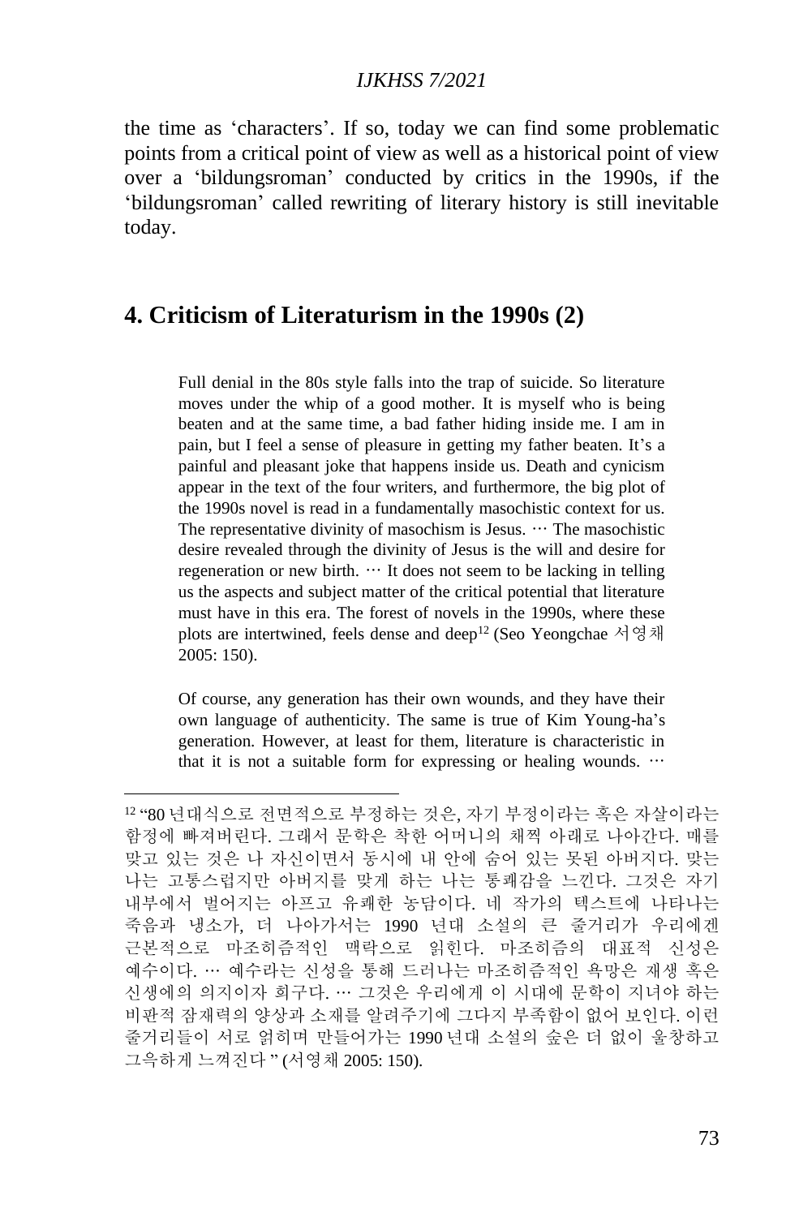the time as 'characters'. If so, today we can find some problematic points from a critical point of view as well as a historical point of view over a 'bildungsroman' conducted by critics in the 1990s, if the 'bildungsroman' called rewriting of literary history is still inevitable today.

## 4. Criticism of Literaturism in the 1990s (2)

> Full denial in the 80s style falls into the trap of suicide. So literature moves under the whip of a good mother. It is myself who is being beaten and at the same time, a bad father hiding inside me. I am in pain, but I feel a sense of pleasure in getting my father beaten. It's a painful and pleasant joke that happens inside us. Death and cynicism appear in the text of the four writers, and furthermore, the big plot of the 1990s novel is read in a fundamentally masochistic context for us. The representative divinity of masochism is Jesus. ⋯ The masochistic desire revealed through the divinity of Jesus is the will and desire for regeneration or new birth. ⋯ It does not seem to be lacking in telling us the aspects and subject matter of the critical potential that literature must have in this era. The forest of novels in the 1990s, where these plots are intertwined, feels dense and deep[12] (Seo Yeongchae 서영채 2005: 150).

> Of course, any generation has their own wounds, and they have their own language of authenticity. The same is true of Kim Young-ha's generation. However, at least for them, literature is characteristic in that it is not a suitable form for expressing or healing wounds. ⋯

---

[12] "80 년대식으로 전면적으로 부정하는 것은, 자기 부정이라는 혹은 자살이라는 함정에 빠져버린다. 그래서 문학은 착한 어머니의 채찍 아래로 나아간다. 매를 맞고 있는 것은 나 자신이면서 동시에 내 안에 숨어 있는 못된 아버지다. 맞는 나는 고통스럽지만 아버지를 맞게 하는 나는 통쾌감을 느낀다. 그것은 자기 내부에서 벌어지는 아프고 유쾌한 농담이다. 네 작가의 텍스트에 나타나는 죽음과 냉소가, 더 나아가서는 1990 년대 소설의 큰 줄거리가 우리에겐 근본적으로 마조히즘적인 맥락으로 읽힌다. 마조히즘의 대표적 신성은 예수이다. ⋯ 예수라는 신성을 통해 드러나는 마조히즘적인 욕망은 재생 혹은 신생에의 의지이자 희구다. ⋯ 그것은 우리에게 이 시대에 문학이 지녀야 하는 비판적 잠재력의 양상과 소재를 알려주기에 그다지 부족함이 없어 보인다. 이런 줄거리들이 서로 얽히며 만들어가는 1990 년대 소설의 숲은 더 없이 울창하고 그윽하게 느껴진다 " (서영채 2005: 150).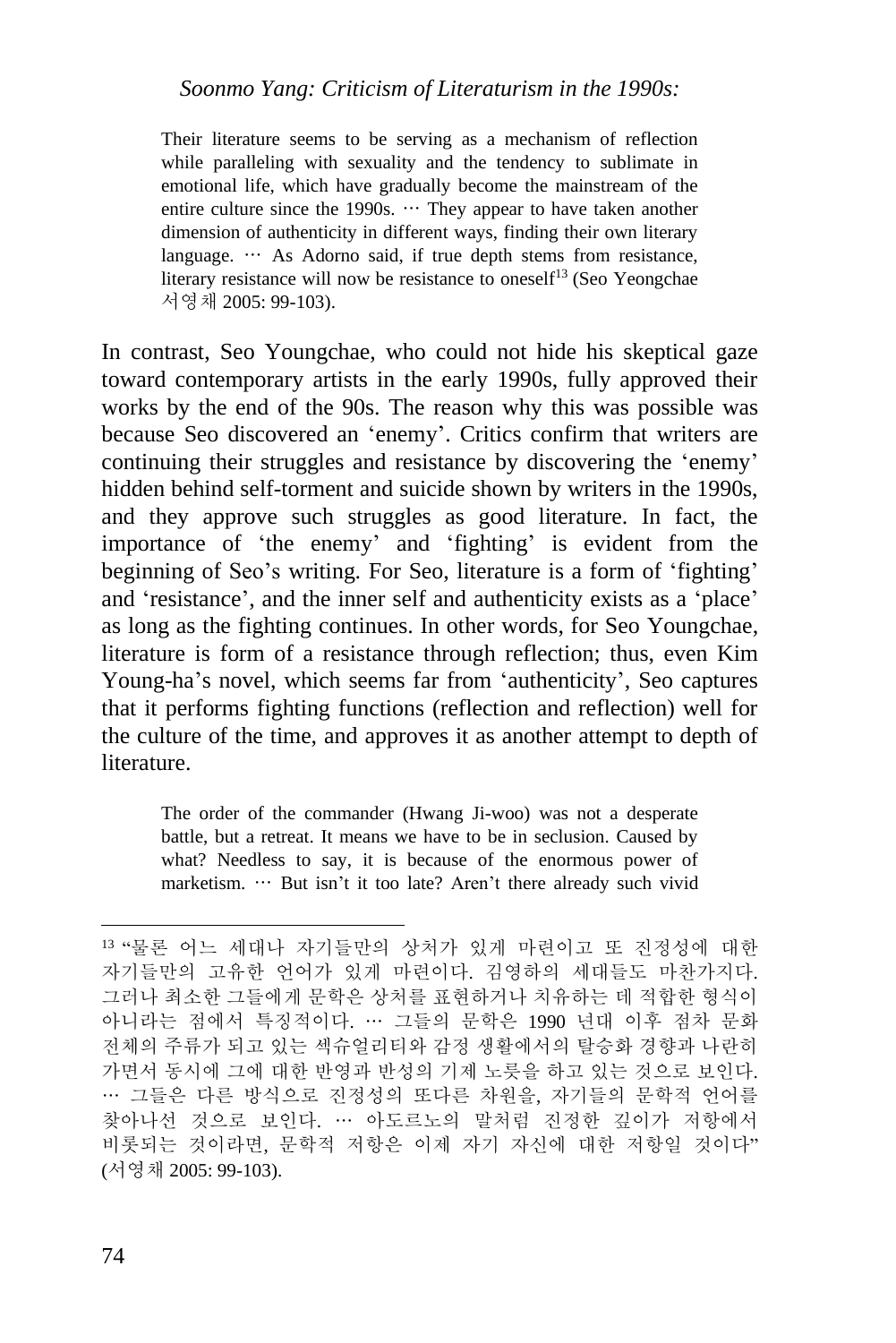> Their literature seems to be serving as a mechanism of reflection while paralleling with sexuality and the tendency to sublimate in emotional life, which have gradually become the mainstream of the entire culture since the 1990s. … They appear to have taken another dimension of authenticity in different ways, finding their own literary language. … As Adorno said, if true depth stems from resistance, literary resistance will now be resistance to oneself[13] (Seo Yeongchae 서영채 2005: 99-103).

In contrast, Seo Youngchae, who could not hide his skeptical gaze toward contemporary artists in the early 1990s, fully approved their works by the end of the 90s. The reason why this was possible was because Seo discovered an 'enemy'. Critics confirm that writers are continuing their struggles and resistance by discovering the 'enemy' hidden behind self-torment and suicide shown by writers in the 1990s, and they approve such struggles as good literature. In fact, the importance of 'the enemy' and 'fighting' is evident from the beginning of Seo's writing. For Seo, literature is a form of 'fighting' and 'resistance', and the inner self and authenticity exists as a 'place' as long as the fighting continues. In other words, for Seo Youngchae, literature is form of a resistance through reflection; thus, even Kim Young-ha's novel, which seems far from 'authenticity', Seo captures that it performs fighting functions (reflection and reflection) well for the culture of the time, and approves it as another attempt to depth of literature.

> The order of the commander (Hwang Ji-woo) was not a desperate battle, but a retreat. It means we have to be in seclusion. Caused by what? Needless to say, it is because of the enormous power of marketism. … But isn't it too late? Aren't there already such vivid

---

[13] "물론 어느 세대나 자기들만의 상처가 있게 마련이고 또 진정성에 대한 자기들만의 고유한 언어가 있게 마련이다. 김영하의 세대들도 마찬가지다. 그러나 최소한 그들에게 문학은 상처를 표현하거나 치유하는 데 적합한 형식이 아니라는 점에서 특징적이다. … 그들의 문학은 1990 년대 이후 점차 문화 전체의 주류가 되고 있는 섹슈얼리티와 감정 생활에서의 탈승화 경향과 나란히 가면서 동시에 그에 대한 반영과 반성의 기제 노릇을 하고 있는 것으로 보인다. … 그들은 다른 방식으로 진정성의 또다른 차원을, 자기들의 문학적 언어를 찾아나선 것으로 보인다. … 아도르노의 말처럼 진정한 깊이가 저항에서 비롯되는 것이라면, 문학적 저항은 이제 자기 자신에 대한 저항일 것이다" (서영채 2005: 99-103).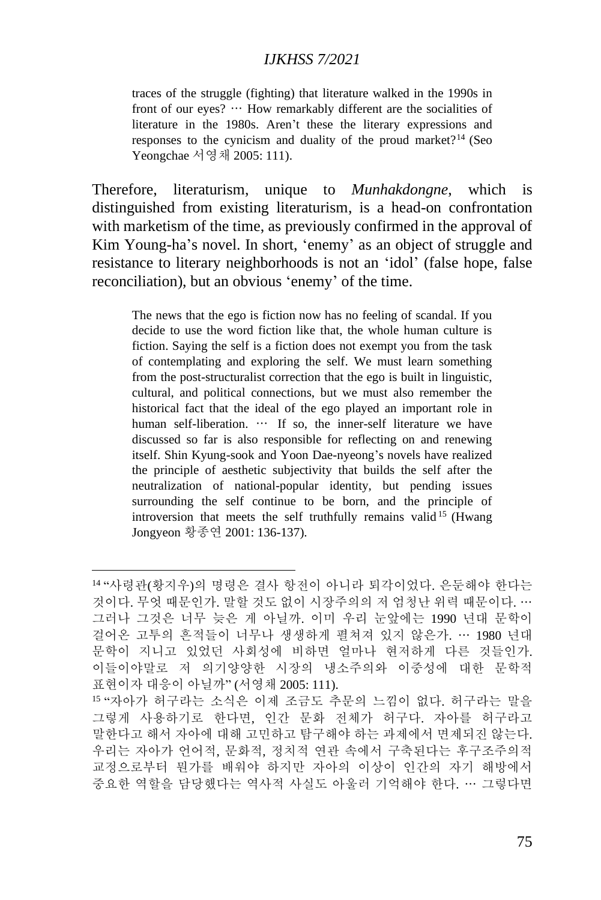> traces of the struggle (fighting) that literature walked in the 1990s in front of our eyes? … How remarkably different are the socialities of literature in the 1980s. Aren't these the literary expressions and responses to the cynicism and duality of the proud market?[14] (Seo Yeongchae 서영채 2005: 111).

Therefore, literaturism, unique to *Munhakdongne*, which is distinguished from existing literaturism, is a head-on confrontation with marketism of the time, as previously confirmed in the approval of Kim Young-ha's novel. In short, 'enemy' as an object of struggle and resistance to literary neighborhoods is not an 'idol' (false hope, false reconciliation), but an obvious 'enemy' of the time.

> The news that the ego is fiction now has no feeling of scandal. If you decide to use the word fiction like that, the whole human culture is fiction. Saying the self is a fiction does not exempt you from the task of contemplating and exploring the self. We must learn something from the post-structuralist correction that the ego is built in linguistic, cultural, and political connections, but we must also remember the historical fact that the ideal of the ego played an important role in human self-liberation. … If so, the inner-self literature we have discussed so far is also responsible for reflecting on and renewing itself. Shin Kyung-sook and Yoon Dae-nyeong's novels have realized the principle of aesthetic subjectivity that builds the self after the neutralization of national-popular identity, but pending issues surrounding the self continue to be born, and the principle of introversion that meets the self truthfully remains valid[15] (Hwang Jongyeon 황종연 2001: 136-137).

---

[14] "사령관(황지우)의 명령은 결사 항전이 아니라 퇴각이었다. 은둔해야 한다는 것이다. 무엇 때문인가. 말할 것도 없이 시장주의의 저 엄청난 위력 때문이다. … 그러나 그것은 너무 늦은 게 아닐까. 이미 우리 눈앞에는 1990 년대 문학이 걸어온 고투의 흔적들이 너무나 생생하게 펼쳐져 있지 않은가. … 1980 년대 문학이 지니고 있었던 사회성에 비하면 얼마나 현저하게 다른 것들인가. 이들이야말로 저 의기양양한 시장의 냉소주의와 이중성에 대한 문학적 표현이자 대응이 아닐까" (서영채 2005: 111).

[15] "자아가 허구라는 소식은 이제 조금도 추문의 느낌이 없다. 허구라는 말을 그렇게 사용하기로 한다면, 인간 문화 전체가 허구다. 자아를 허구라고 말한다고 해서 자아에 대해 고민하고 탐구해야 하는 과제에서 면제되진 않는다. 우리는 자아가 언어적, 문화적, 정치적 연관 속에서 구축된다는 후구조주의적 교정으로부터 뭔가를 배워야 하지만 자아의 이상이 인간의 자기 해방에서 중요한 역할을 담당했다는 역사적 사실도 아울러 기억해야 한다. … 그렇다면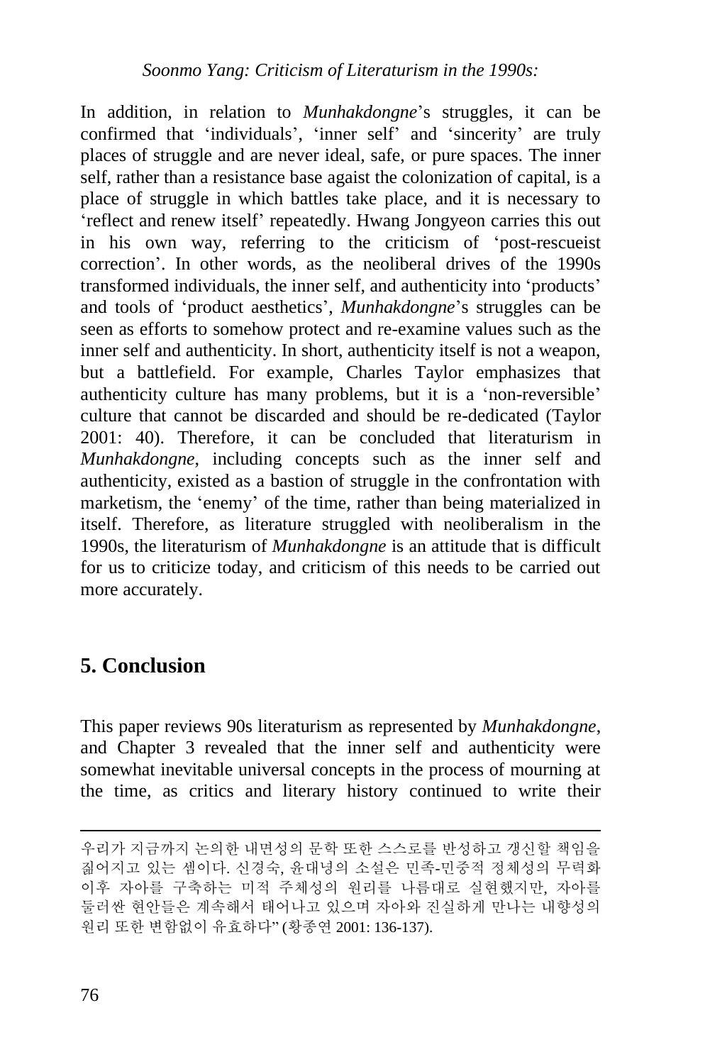In addition, in relation to *Munhakdongne*'s struggles, it can be confirmed that 'individuals', 'inner self' and 'sincerity' are truly places of struggle and are never ideal, safe, or pure spaces. The inner self, rather than a resistance base agaist the colonization of capital, is a place of struggle in which battles take place, and it is necessary to 'reflect and renew itself' repeatedly. Hwang Jongyeon carries this out in his own way, referring to the criticism of 'post-rescueist correction'. In other words, as the neoliberal drives of the 1990s transformed individuals, the inner self, and authenticity into 'products' and tools of 'product aesthetics', *Munhakdongne*'s struggles can be seen as efforts to somehow protect and re-examine values such as the inner self and authenticity. In short, authenticity itself is not a weapon, but a battlefield. For example, Charles Taylor emphasizes that authenticity culture has many problems, but it is a 'non-reversible' culture that cannot be discarded and should be re-dedicated (Taylor 2001: 40). Therefore, it can be concluded that literaturism in *Munhakdongne*, including concepts such as the inner self and authenticity, existed as a bastion of struggle in the confrontation with marketism, the 'enemy' of the time, rather than being materialized in itself. Therefore, as literature struggled with neoliberalism in the 1990s, the literaturism of *Munhakdongne* is an attitude that is difficult for us to criticize today, and criticism of this needs to be carried out more accurately.

## 5. Conclusion

This paper reviews 90s literaturism as represented by *Munhakdongne*, and Chapter 3 revealed that the inner self and authenticity were somewhat inevitable universal concepts in the process of mourning at the time, as critics and literary history continued to write their

---

우리가 지금까지 논의한 내면성의 문학 또한 스스로를 반성하고 갱신할 책임을 짊어지고 있는 셈이다. 신경숙, 윤대녕의 소설은 민족-민중적 정체성의 무력화 이후 자아를 구축하는 미적 주체성의 원리를 나름대로 실현했지만, 자아를 둘러싼 현안들은 계속해서 태어나고 있으며 자아와 진실하게 만나는 내향성의 원리 또한 변함없이 유효하다" (황종연 2001: 136-137).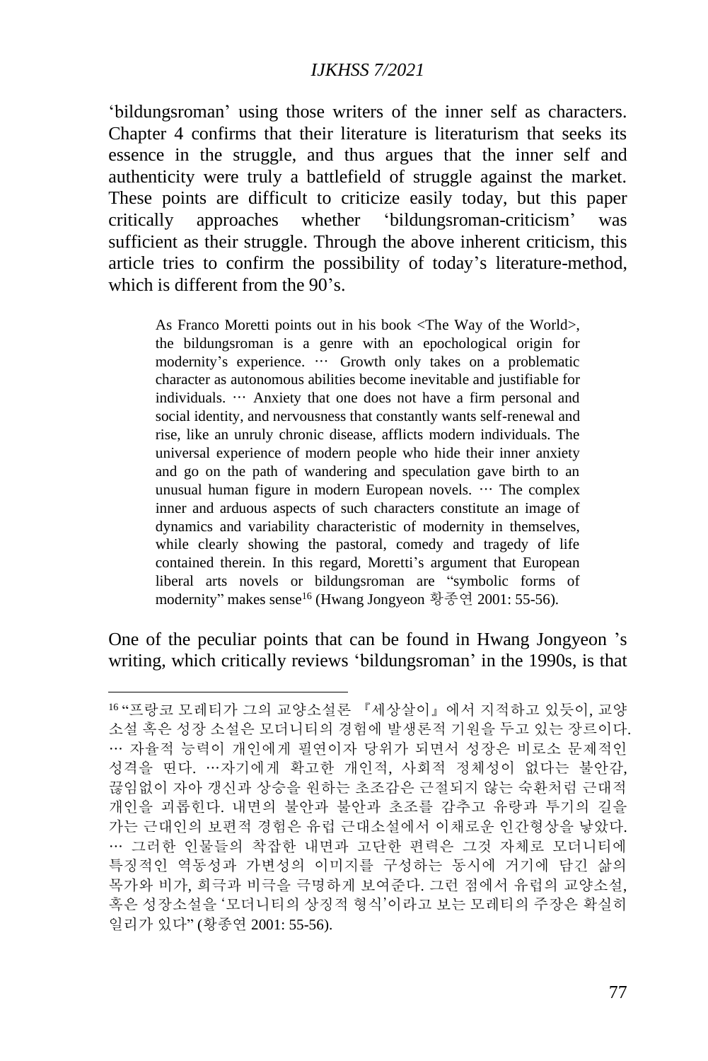'bildungsroman' using those writers of the inner self as characters. Chapter 4 confirms that their literature is literaturism that seeks its essence in the struggle, and thus argues that the inner self and authenticity were truly a battlefield of struggle against the market. These points are difficult to criticize easily today, but this paper critically approaches whether 'bildungsroman-criticism' was sufficient as their struggle. Through the above inherent criticism, this article tries to confirm the possibility of today's literature-method, which is different from the 90's.

> As Franco Moretti points out in his book <The Way of the World>, the bildungsroman is a genre with an epochological origin for modernity's experience. ⋯ Growth only takes on a problematic character as autonomous abilities become inevitable and justifiable for individuals. ⋯ Anxiety that one does not have a firm personal and social identity, and nervousness that constantly wants self-renewal and rise, like an unruly chronic disease, afflicts modern individuals. The universal experience of modern people who hide their inner anxiety and go on the path of wandering and speculation gave birth to an unusual human figure in modern European novels. ⋯ The complex inner and arduous aspects of such characters constitute an image of dynamics and variability characteristic of modernity in themselves, while clearly showing the pastoral, comedy and tragedy of life contained therein. In this regard, Moretti's argument that European liberal arts novels or bildungsroman are "symbolic forms of modernity" makes sense[16] (Hwang Jongyeon 황종연 2001: 55-56).

One of the peculiar points that can be found in Hwang Jongyeon 's writing, which critically reviews 'bildungsroman' in the 1990s, is that

---

[16] "프랑코 모레티가 그의 교양소설론 『세상살이』에서 지적하고 있듯이, 교양 소설 혹은 성장 소설은 모더니티의 경험에 발생론적 기원을 두고 있는 장르이다. ⋯ 자율적 능력이 개인에게 필연이자 당위가 되면서 성장은 비로소 문제적인 성격을 띤다. ⋯자기에게 확고한 개인적, 사회적 정체성이 없다는 불안감, 끊임없이 자아 갱신과 상승을 원하는 초조감은 근절되지 않는 숙환처럼 근대적 개인을 괴롭힌다. 내면의 불안과 불안과 초조를 감추고 유랑과 투기의 길을 가는 근대인의 보편적 경험은 유럽 근대소설에서 이채로운 인간형상을 낳았다. ⋯ 그러한 인물들의 착잡한 내면과 고단한 편력은 그것 자체로 모더니티에 특징적인 역동성과 가변성의 이미지를 구성하는 동시에 거기에 담긴 삶의 목가와 비가, 희극과 비극을 극명하게 보여준다. 그런 점에서 유럽의 교양소설, 혹은 성장소설을 '모더니티의 상징적 형식'이라고 보는 모레티의 주장은 확실히 일리가 있다" (황종연 2001: 55-56).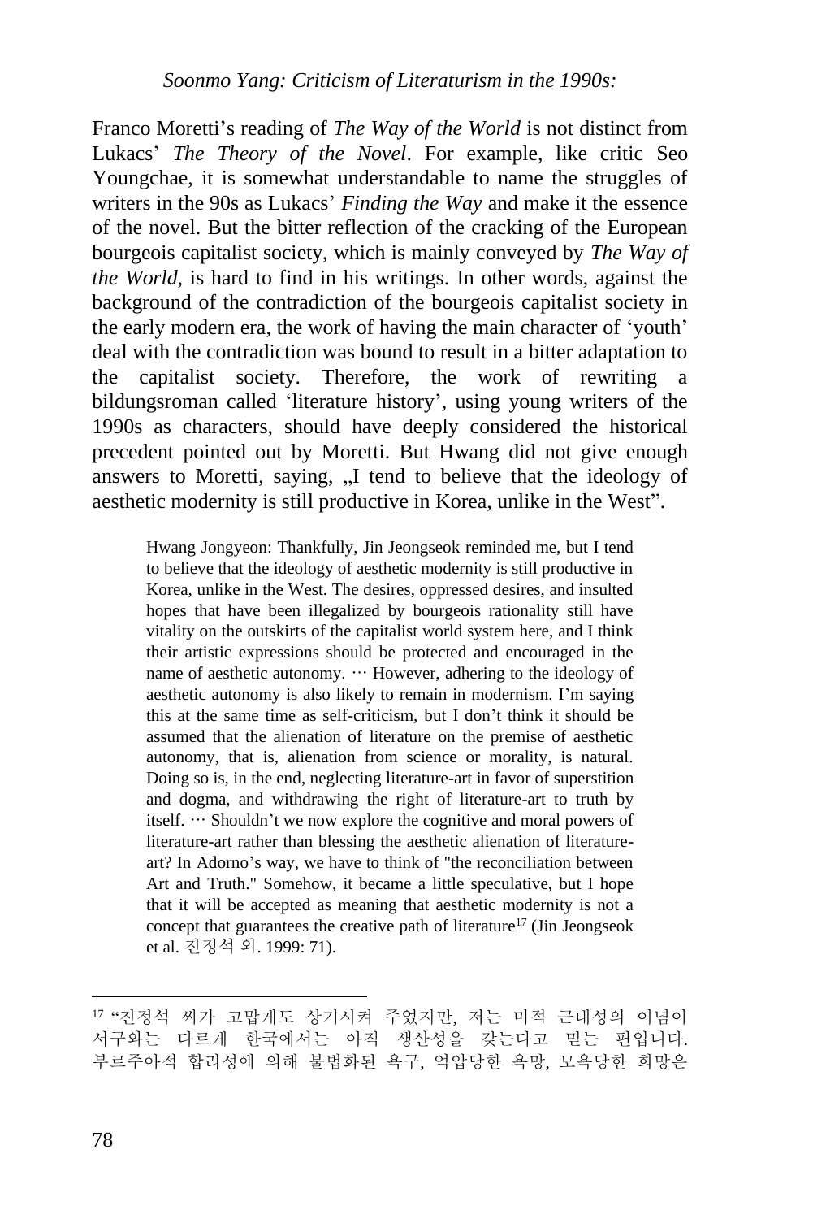Franco Moretti's reading of *The Way of the World* is not distinct from Lukacs' *The Theory of the Novel*. For example, like critic Seo Youngchae, it is somewhat understandable to name the struggles of writers in the 90s as Lukacs' *Finding the Way* and make it the essence of the novel. But the bitter reflection of the cracking of the European bourgeois capitalist society, which is mainly conveyed by *The Way of the World*, is hard to find in his writings. In other words, against the background of the contradiction of the bourgeois capitalist society in the early modern era, the work of having the main character of 'youth' deal with the contradiction was bound to result in a bitter adaptation to the capitalist society. Therefore, the work of rewriting a bildungsroman called 'literature history', using young writers of the 1990s as characters, should have deeply considered the historical precedent pointed out by Moretti. But Hwang did not give enough answers to Moretti, saying, „I tend to believe that the ideology of aesthetic modernity is still productive in Korea, unlike in the West".

> Hwang Jongyeon: Thankfully, Jin Jeongseok reminded me, but I tend to believe that the ideology of aesthetic modernity is still productive in Korea, unlike in the West. The desires, oppressed desires, and insulted hopes that have been illegalized by bourgeois rationality still have vitality on the outskirts of the capitalist world system here, and I think their artistic expressions should be protected and encouraged in the name of aesthetic autonomy. ⋯ However, adhering to the ideology of aesthetic autonomy is also likely to remain in modernism. I'm saying this at the same time as self-criticism, but I don't think it should be assumed that the alienation of literature on the premise of aesthetic autonomy, that is, alienation from science or morality, is natural. Doing so is, in the end, neglecting literature-art in favor of superstition and dogma, and withdrawing the right of literature-art to truth by itself. ⋯ Shouldn't we now explore the cognitive and moral powers of literature-art rather than blessing the aesthetic alienation of literature-art? In Adorno's way, we have to think of "the reconciliation between Art and Truth." Somehow, it became a little speculative, but I hope that it will be accepted as meaning that aesthetic modernity is not a concept that guarantees the creative path of literature[17] (Jin Jeongseok et al. 진정석 외. 1999: 71).

---

[17] "진정석 씨가 고맙게도 상기시켜 주었지만, 저는 미적 근대성의 이념이 서구와는 다르게 한국에서는 아직 생산성을 갖는다고 믿는 편입니다. 부르주아적 합리성에 의해 불법화된 욕구, 억압당한 욕망, 모욕당한 희망은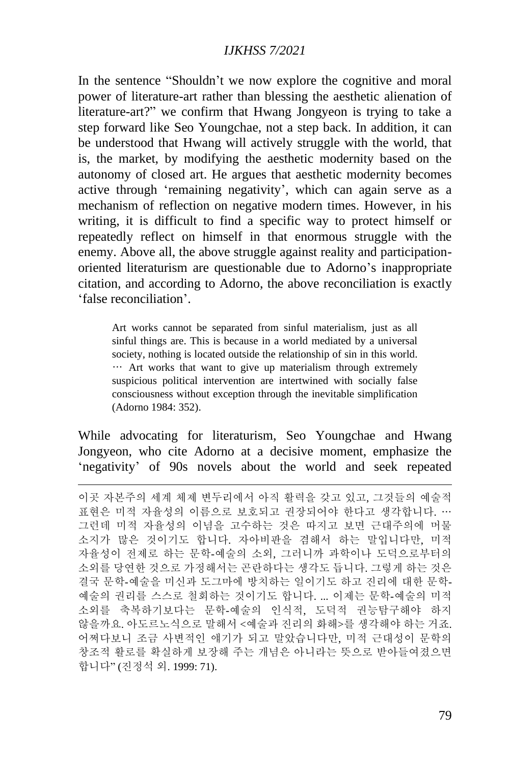In the sentence "Shouldn't we now explore the cognitive and moral power of literature-art rather than blessing the aesthetic alienation of literature-art?" we confirm that Hwang Jongyeon is trying to take a step forward like Seo Youngchae, not a step back. In addition, it can be understood that Hwang will actively struggle with the world, that is, the market, by modifying the aesthetic modernity based on the autonomy of closed art. He argues that aesthetic modernity becomes active through 'remaining negativity', which can again serve as a mechanism of reflection on negative modern times. However, in his writing, it is difficult to find a specific way to protect himself or repeatedly reflect on himself in that enormous struggle with the enemy. Above all, the above struggle against reality and participation-oriented literaturism are questionable due to Adorno's inappropriate citation, and according to Adorno, the above reconciliation is exactly 'false reconciliation'.

> Art works cannot be separated from sinful materialism, just as all sinful things are. This is because in a world mediated by a universal society, nothing is located outside the relationship of sin in this world. … Art works that want to give up materialism through extremely suspicious political intervention are intertwined with socially false consciousness without exception through the inevitable simplification (Adorno 1984: 352).

While advocating for literaturism, Seo Youngchae and Hwang Jongyeon, who cite Adorno at a decisive moment, emphasize the 'negativity' of 90s novels about the world and seek repeated

---

이곳 자본주의 세계 체제 변두리에서 아직 활력을 갖고 있고, 그것들의 예술적 표현은 미적 자율성의 이름으로 보호되고 권장되어야 한다고 생각합니다. … 그런데 미적 자율성의 이념을 고수하는 것은 따지고 보면 근대주의에 머물 소지가 많은 것이기도 합니다. 자아비판을 겸해서 하는 말입니다만, 미적 자율성이 전제로 하는 문학-예술의 소외, 그러니까 과학이나 도덕으로부터의 소외를 당연한 것으로 가정해서는 곤란하다는 생각도 듭니다. 그렇게 하는 것은 결국 문학-예술을 미신과 도그마에 방치하는 일이기도 하고 진리에 대한 문학-예술의 권리를 스스로 철회하는 것이기도 합니다. ... 이제는 문학-예술의 미적 소외를 축복하기보다는 문학-예술의 인식적, 도덕적 권능탐구해야 하지 않을까요. 아도르노식으로 말해서 <예술과 진리의 화해>를 생각해야 하는 거죠. 어쩌다보니 조금 사변적인 얘기가 되고 말았습니다만, 미적 근대성이 문학의 창조적 활로를 확실하게 보장해 주는 개념은 아니라는 뜻으로 받아들여졌으면 합니다" (진정석 외. 1999: 71).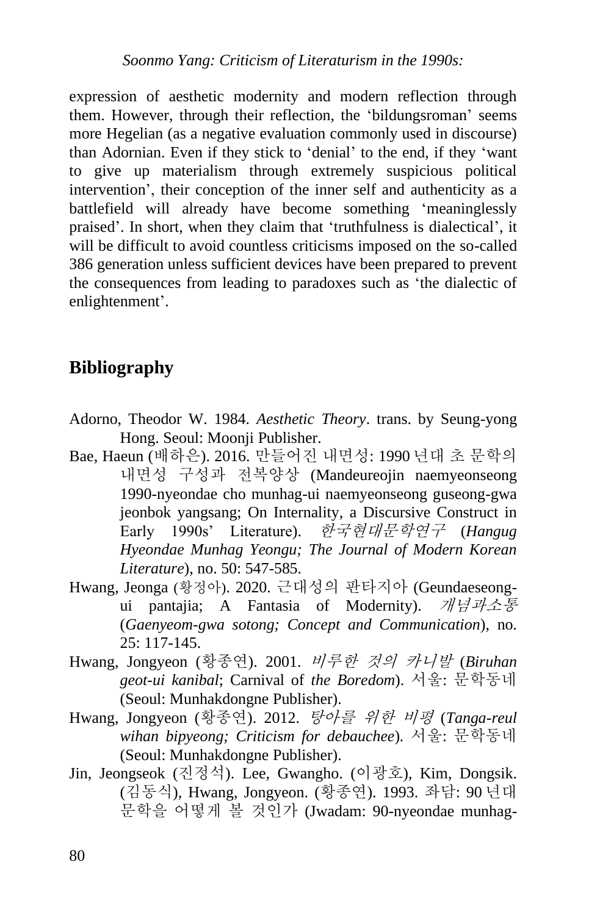expression of aesthetic modernity and modern reflection through them. However, through their reflection, the 'bildungsroman' seems more Hegelian (as a negative evaluation commonly used in discourse) than Adornian. Even if they stick to 'denial' to the end, if they 'want to give up materialism through extremely suspicious political intervention', their conception of the inner self and authenticity as a battlefield will already have become something 'meaninglessly praised'. In short, when they claim that 'truthfulness is dialectical', it will be difficult to avoid countless criticisms imposed on the so-called 386 generation unless sufficient devices have been prepared to prevent the consequences from leading to paradoxes such as 'the dialectic of enlightenment'.

## Bibliography

Adorno, Theodor W. 1984. *Aesthetic Theory*. trans. by Seung-yong Hong. Seoul: Moonji Publisher.

Bae, Haeun (배하은). 2016. 만들어진 내면성: 1990 년대 초 문학의 내면성 구성과 전복양상 (Mandeureojin naemyeonseong 1990-nyeondae cho munhag-ui naemyeonseong guseong-gwa jeonbok yangsang; On Internality, a Discursive Construct in Early 1990s' Literature). *한국현대문학연구* (*Hangug Hyeondae Munhag Yeongu; The Journal of Modern Korean Literature*), no. 50: 547-585.

Hwang, Jeonga (황정아). 2020. 근대성의 판타지아 (Geundaeseong-ui pantajia; A Fantasia of Modernity). *개념과소통* (*Gaenyeom-gwa sotong; Concept and Communication*), no. 25: 117-145.

Hwang, Jongyeon (황종연). 2001. *비루한 것의 카니발* (*Biruhan geot-ui kanibal*; Carnival of *the Boredom*). 서울: 문학동네 (Seoul: Munhakdongne Publisher).

Hwang, Jongyeon (황종연). 2012. *탕아를 위한 비평* (*Tanga-reul wihan bipyeong; Criticism for debauchee*). 서울: 문학동네 (Seoul: Munhakdongne Publisher).

Jin, Jeongseok (진정석). Lee, Gwangho. (이광호), Kim, Dongsik. (김동식), Hwang, Jongyeon. (황종연). 1993. 좌담: 90 년대 문학을 어떻게 볼 것인가 (Jwadam: 90-nyeondae munhag-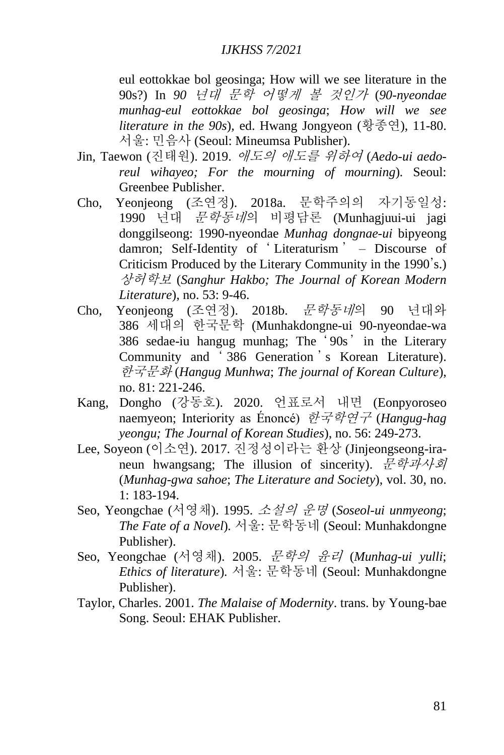eul eottokkae bol geosinga; How will we see literature in the 90s?) In *90 년대 문학 어떻게 볼 것인가* (***90-nyeondae munhag-eul eottokkae bol geosinga***; ***How will we see literature in the 90s***), ed. Hwang Jongyeon (황종연), 11-80. 서울: 민음사 (Seoul: Mineumsa Publisher).

Jin, Taewon (진태원). 2019. *애도의 애도를 위하여* (***Aedo-ui aedo-reul wihayeo; For the mourning of mourning***). Seoul: Greenbee Publisher.

Cho, Yeonjeong (조연정). 2018a. 문학주의의 자기동일성: 1990 년대 *문학동네*의 비평담론 (Munhagjuui-ui jagi donggilseong: 1990-nyeondae *Munhag dongnae-ui* bipyeong damron; Self-Identity of 'Literaturism' – Discourse of Criticism Produced by the Literary Community in the 1990's.) *상허학보* (***Sanghur Hakbo; The Journal of Korean Modern Literature***), no. 53: 9-46.

Cho, Yeonjeong (조연정). 2018b. *문학동네*의 90 년대와 386 세대의 한국문학 (Munhakdongne-ui 90-nyeondae-wa 386 sedae-iu hangug munhag; The '90s' in the Literary Community and '386 Generation's Korean Literature). *한국문화* (***Hangug Munhwa***; ***The journal of Korean Culture***), no. 81: 221-246.

Kang, Dongho (강동호). 2020. 언표로서 내면 (Eonpyoroseo naemyeon; Interiority as Énoncé) *한국학연구* (***Hangug-hag yeongu; The Journal of Korean Studies***), no. 56: 249-273.

Lee, Soyeon (이소연). 2017. 진정성이라는 환상 (Jinjeongseong-ira-neun hwangsang; The illusion of sincerity). *문학과사회* (***Munhag-gwa sahoe***; ***The Literature and Society***), vol. 30, no. 1: 183-194.

Seo, Yeongchae (서영채). 1995. *소설의 운명* (***Soseol-ui unmyeong***; ***The Fate of a Novel***). 서울: 문학동네 (Seoul: Munhakdongne Publisher).

Seo, Yeongchae (서영채). 2005. *문학의 윤리* (***Munhag-ui yulli***; ***Ethics of literature***). 서울: 문학동네 (Seoul: Munhakdongne Publisher).

Taylor, Charles. 2001. *The Malaise of Modernity*. trans. by Young-bae Song. Seoul: EHAK Publisher.